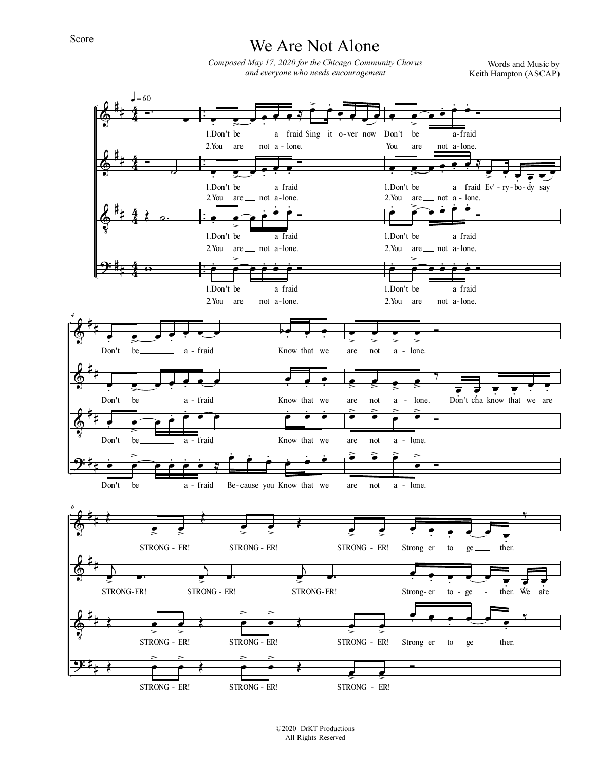Score

# We Are Not Alone

*Composed May 17, 2020 for the Chicago Community Chorus and everyone who needs encouragement*

Words and Music by
Keith Hampton (ASCAP)

♩ = 60

1.Don't be a fraid Sing it o-ver now Don't be a-fraid
2.You are not a-lone. You are not a-lone.

1.Don't be a fraid 1.Don't be a fraid Ev'-ry-bo-dy say
2.You are not a-lone. 2.You are not a-lone.

1.Don't be a fraid 1.Don't be a fraid
2.You are not a-lone. 2.You are not a-lone.

1.Don't be a fraid 1.Don't be a fraid
2.You are not a-lone. 2.You are not a-lone.

Don't be a-fraid Know that we are not a-lone.

Don't be a-fraid Know that we are not a-lone. Don't cha know that we are

Don't be a-fraid Know that we are not a-lone.

Don't be a-fraid Be-cause you Know that we are not a-lone.

STRONG-ER! STRONG-ER! STRONG-ER! Strong er to ge ther.

STRONG-ER! STRONG-ER! STRONG-ER! Strong-er to-ge-ther. We are

STRONG-ER! STRONG-ER! STRONG-ER! Strong er to ge ther.

STRONG-ER! STRONG-ER! STRONG-ER!

©2020 DrKT Productions
All Rights Reserved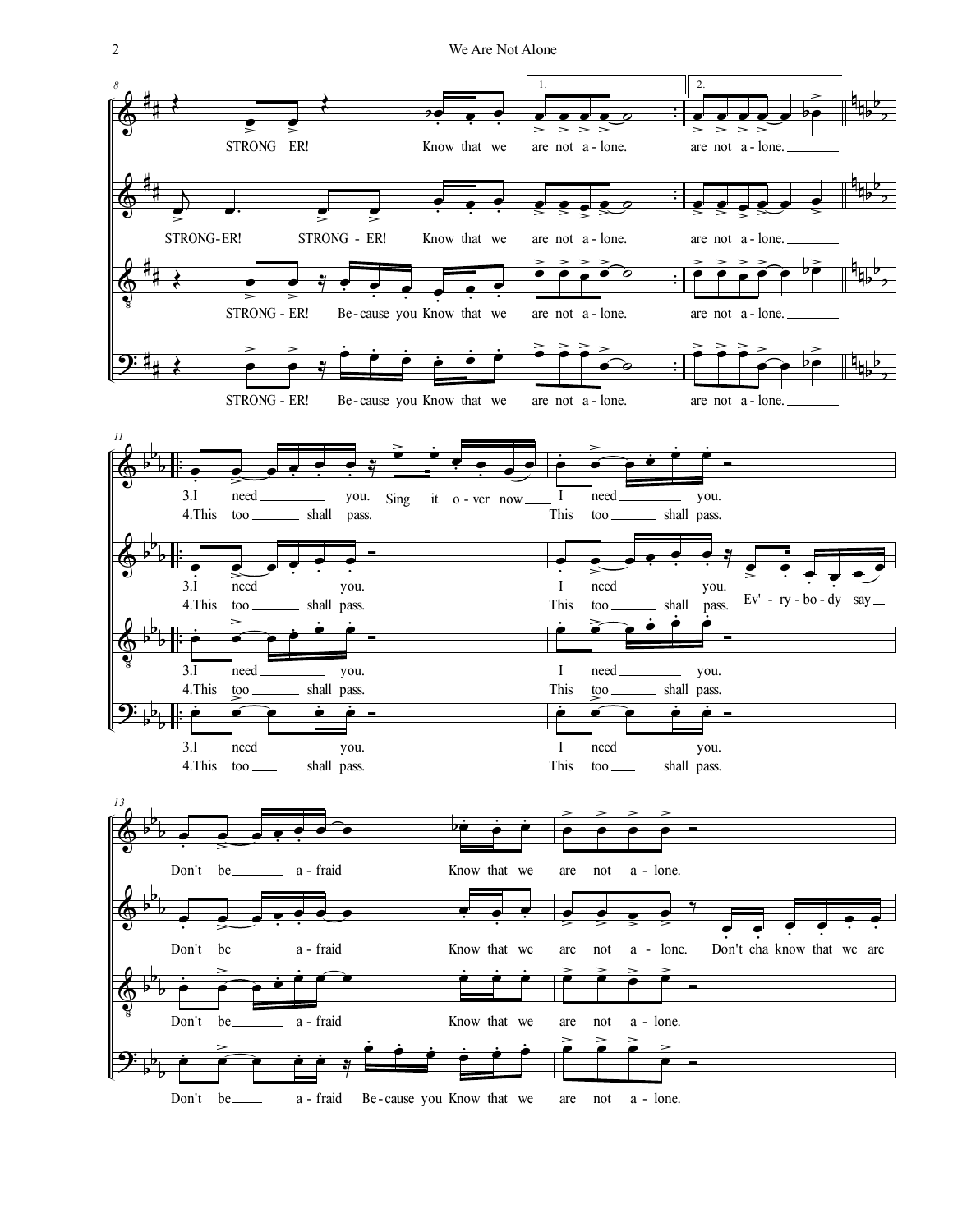STRONG ER! Know that we are not a - lone. are not a - lone.

STRONG-ER! STRONG - ER! Know that we are not a - lone. are not a - lone.

STRONG - ER! Be - cause you Know that we are not a - lone. are not a - lone.

STRONG - ER! Be - cause you Know that we are not a - lone. are not a - lone.

3.I need you. Sing it o - ver now I need you.
4.This too shall pass. This too shall pass.

3.I need you. I need you. Ev' - ry - bo - dy say
4.This too shall pass. This too shall pass.

3.I need you. I need you.
4.This too shall pass. This too shall pass.

3.I need you. I need you.
4.This too shall pass. This too shall pass.

Don't be a - fraid Know that we are not a - lone.

Don't be a - fraid Know that we are not a - lone. Don't cha know that we are

Don't be a - fraid Know that we are not a - lone.

Don't be a - fraid Be - cause you Know that we are not a - lone.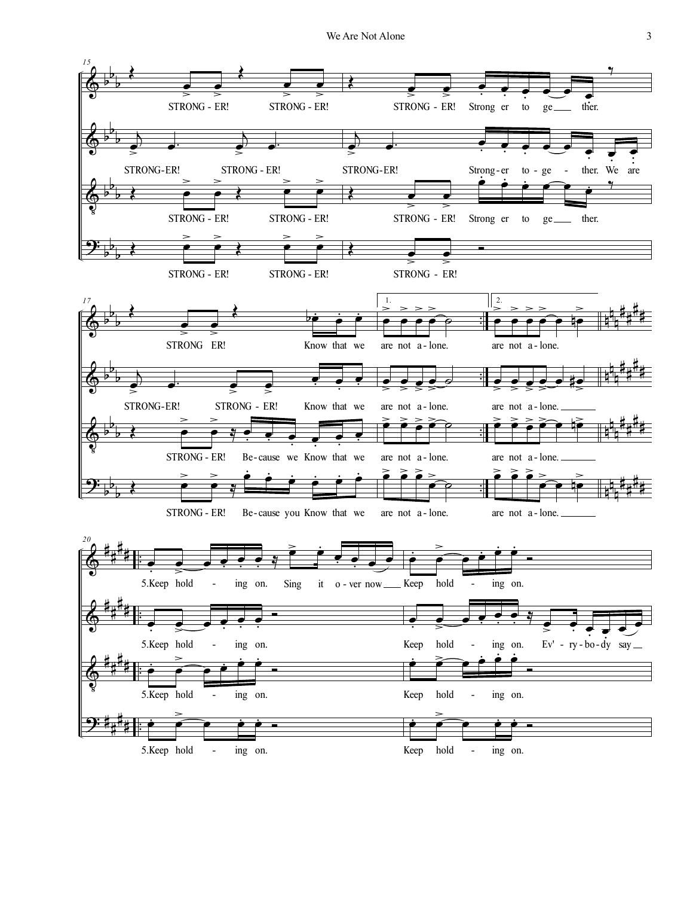**15**

STRONG - ER! STRONG - ER! STRONG - ER! Strong er to ge___ ther.

STRONG-ER! STRONG - ER! STRONG-ER! Strong - er to - ge - ther. We are

STRONG - ER! STRONG - ER! STRONG - ER! Strong er to ge___ ther.

STRONG - ER! STRONG - ER! STRONG - ER!

**17**

STRONG ER! Know that we are not a - lone. are not a - lone.

STRONG-ER! STRONG - ER! Know that we are not a - lone. are not a - lone.___

STRONG - ER! Be - cause we Know that we are not a - lone. are not a - lone.___

STRONG - ER! Be - cause you Know that we are not a - lone. are not a - lone.___

**20**

5.Keep hold - ing on. Sing it o - ver now___ Keep hold - ing on.

5.Keep hold - ing on. Keep hold - ing on. Ev' - ry - bo - dy say___

5.Keep hold - ing on. Keep hold - ing on.

5.Keep hold - ing on. Keep hold - ing on.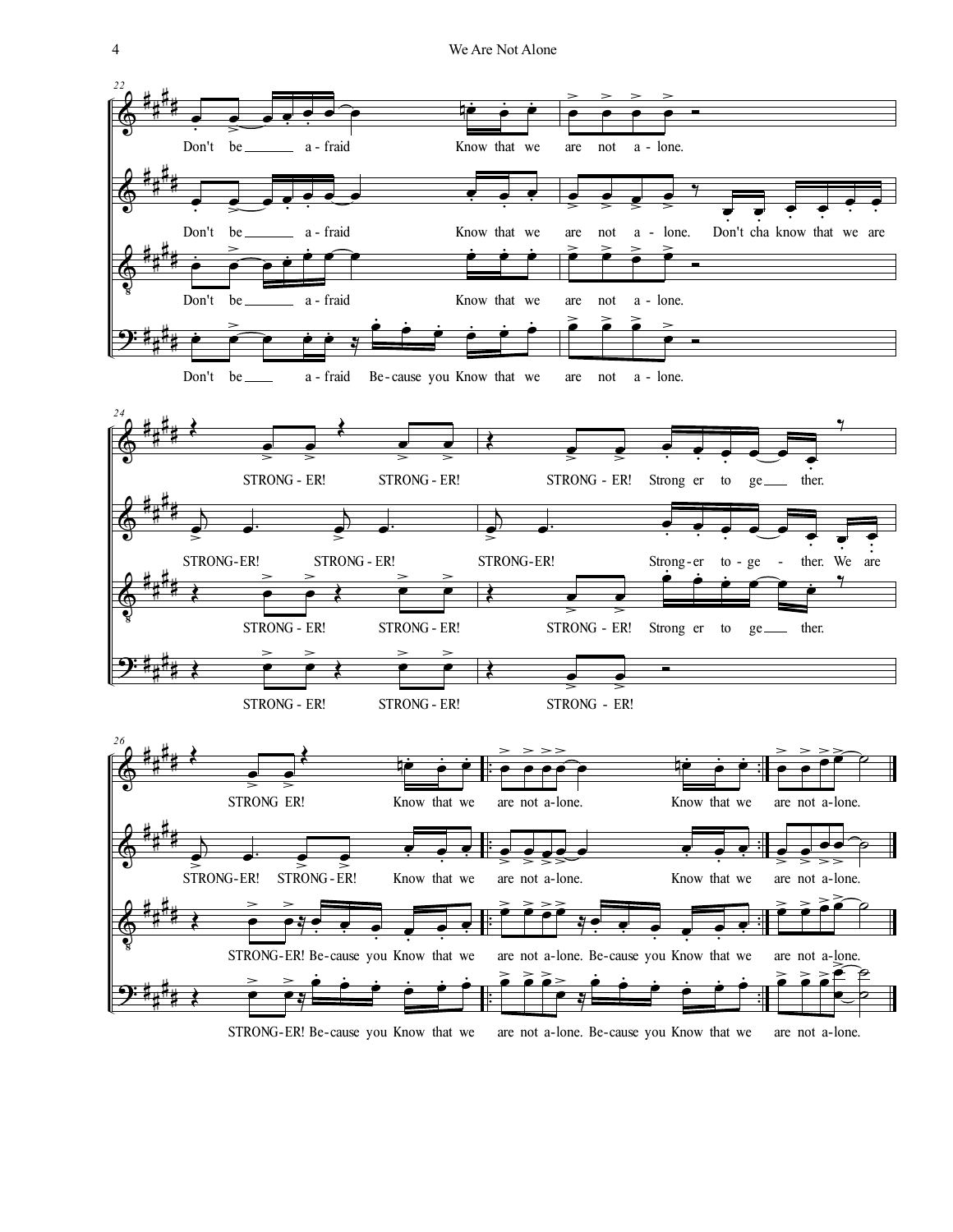22

Don't be a - fraid Know that we are not a - lone.

Don't be a - fraid Know that we are not a - lone. Don't cha know that we are

Don't be a - fraid Know that we are not a - lone.

Don't be a - fraid Be - cause you Know that we are not a - lone.

24

STRONG - ER! STRONG - ER! STRONG - ER! Strong er to ge ther.

STRONG-ER! STRONG - ER! STRONG-ER! Strong - er to - ge - ther. We are

STRONG - ER! STRONG - ER! STRONG - ER! Strong er to ge ther.

STRONG - ER! STRONG - ER! STRONG - ER!

26

STRONG ER! Know that we are not a-lone. Know that we are not a-lone.

STRONG-ER! STRONG - ER! Know that we are not a-lone. Know that we are not a-lone.

STRONG-ER! Be-cause you Know that we are not a-lone. Be-cause you Know that we are not a-lone.

STRONG-ER! Be-cause you Know that we are not a-lone. Be-cause you Know that we are not a-lone.